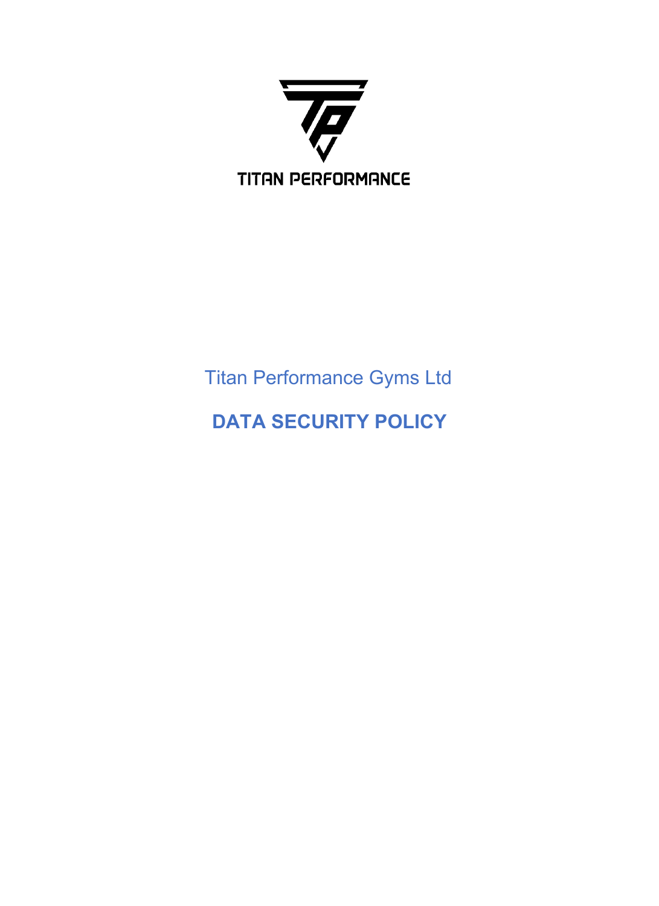TITAN PERFORMANCE

Titan Performance Gyms Ltd

# DATA SECURITY POLICY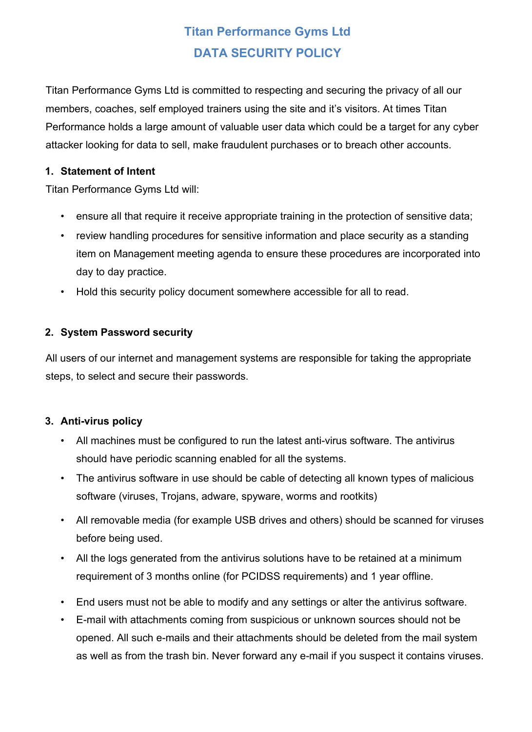# Titan Performance Gyms Ltd
# DATA SECURITY POLICY

Titan Performance Gyms Ltd is committed to respecting and securing the privacy of all our members, coaches, self employed trainers using the site and it's visitors. At times Titan Performance holds a large amount of valuable user data which could be a target for any cyber attacker looking for data to sell, make fraudulent purchases or to breach other accounts.

## 1. Statement of Intent

Titan Performance Gyms Ltd will:

- ensure all that require it receive appropriate training in the protection of sensitive data;
- review handling procedures for sensitive information and place security as a standing item on Management meeting agenda to ensure these procedures are incorporated into day to day practice.
- Hold this security policy document somewhere accessible for all to read.

## 2. System Password security

All users of our internet and management systems are responsible for taking the appropriate steps, to select and secure their passwords.

## 3. Anti-virus policy

- All machines must be configured to run the latest anti-virus software. The antivirus should have periodic scanning enabled for all the systems.
- The antivirus software in use should be cable of detecting all known types of malicious software (viruses, Trojans, adware, spyware, worms and rootkits)
- All removable media (for example USB drives and others) should be scanned for viruses before being used.
- All the logs generated from the antivirus solutions have to be retained at a minimum requirement of 3 months online (for PCIDSS requirements) and 1 year offline.
- End users must not be able to modify and any settings or alter the antivirus software.
- E-mail with attachments coming from suspicious or unknown sources should not be opened. All such e-mails and their attachments should be deleted from the mail system as well as from the trash bin. Never forward any e-mail if you suspect it contains viruses.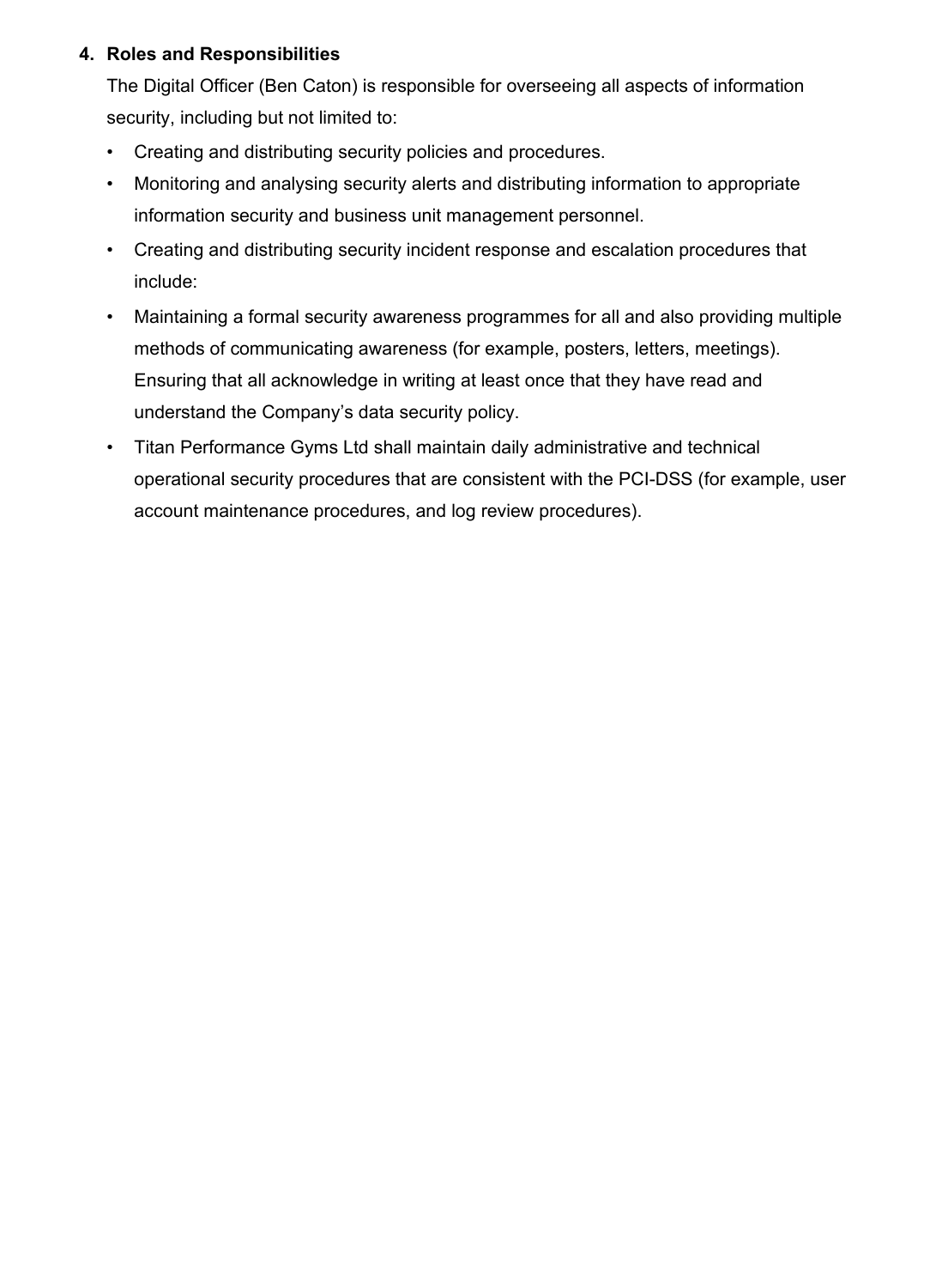## 4. Roles and Responsibilities

The Digital Officer (Ben Caton) is responsible for overseeing all aspects of information security, including but not limited to:

- Creating and distributing security policies and procedures.
- Monitoring and analysing security alerts and distributing information to appropriate information security and business unit management personnel.
- Creating and distributing security incident response and escalation procedures that include:
- Maintaining a formal security awareness programmes for all and also providing multiple methods of communicating awareness (for example, posters, letters, meetings). Ensuring that all acknowledge in writing at least once that they have read and understand the Company's data security policy.
- Titan Performance Gyms Ltd shall maintain daily administrative and technical operational security procedures that are consistent with the PCI-DSS (for example, user account maintenance procedures, and log review procedures).